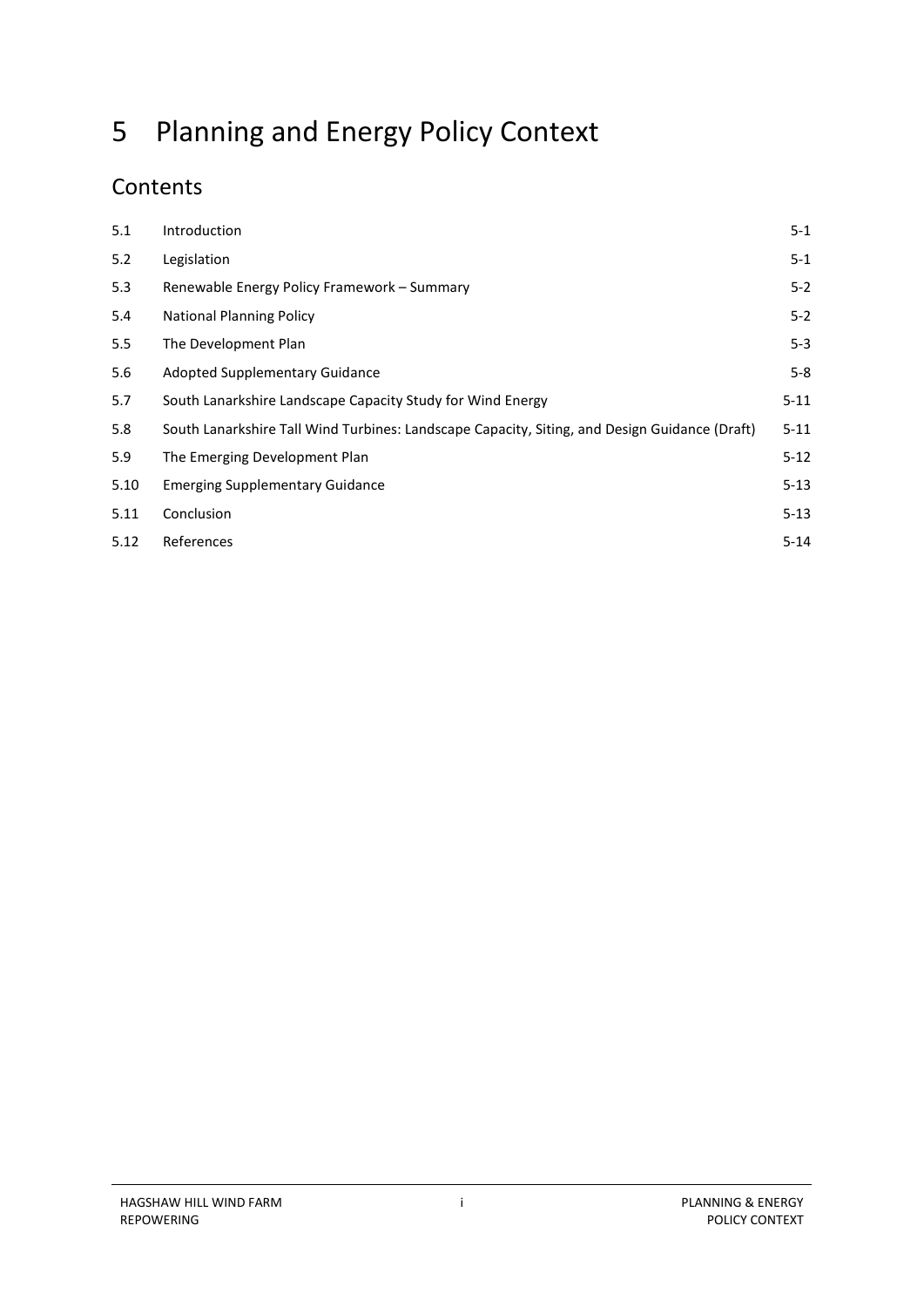# 5 Planning and Energy Policy Context

## Contents

| | | |
|---|---|---|
| 5.1 | Introduction | 5-1 |
| 5.2 | Legislation | 5-1 |
| 5.3 | Renewable Energy Policy Framework – Summary | 5-2 |
| 5.4 | National Planning Policy | 5-2 |
| 5.5 | The Development Plan | 5-3 |
| 5.6 | Adopted Supplementary Guidance | 5-8 |
| 5.7 | South Lanarkshire Landscape Capacity Study for Wind Energy | 5-11 |
| 5.8 | South Lanarkshire Tall Wind Turbines: Landscape Capacity, Siting, and Design Guidance (Draft) | 5-11 |
| 5.9 | The Emerging Development Plan | 5-12 |
| 5.10 | Emerging Supplementary Guidance | 5-13 |
| 5.11 | Conclusion | 5-13 |
| 5.12 | References | 5-14 |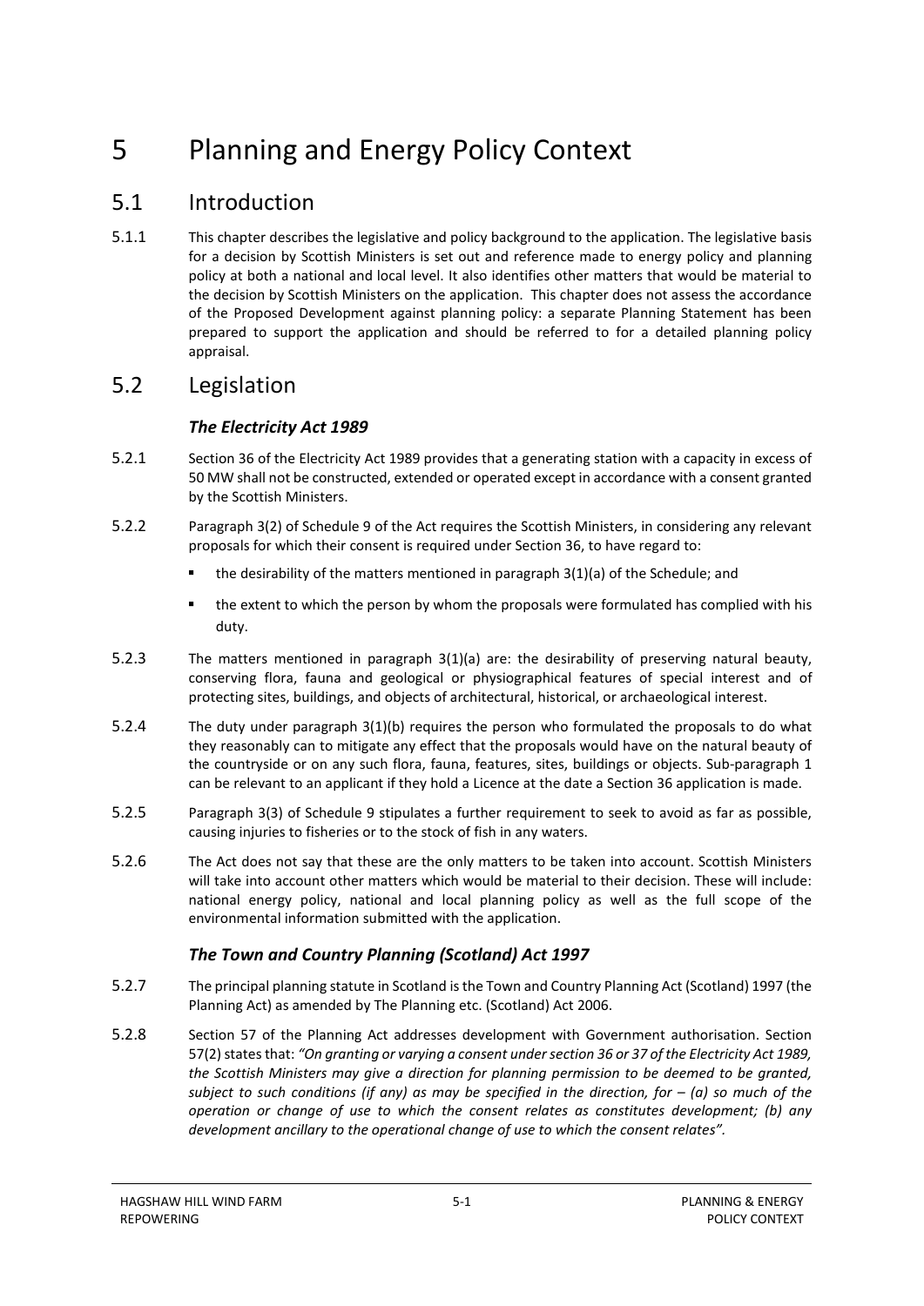# 5 Planning and Energy Policy Context

## 5.1 Introduction

5.1.1 This chapter describes the legislative and policy background to the application. The legislative basis for a decision by Scottish Ministers is set out and reference made to energy policy and planning policy at both a national and local level. It also identifies other matters that would be material to the decision by Scottish Ministers on the application. This chapter does not assess the accordance of the Proposed Development against planning policy: a separate Planning Statement has been prepared to support the application and should be referred to for a detailed planning policy appraisal.

## 5.2 Legislation

### *The Electricity Act 1989*

5.2.1 Section 36 of the Electricity Act 1989 provides that a generating station with a capacity in excess of 50 MW shall not be constructed, extended or operated except in accordance with a consent granted by the Scottish Ministers.

5.2.2 Paragraph 3(2) of Schedule 9 of the Act requires the Scottish Ministers, in considering any relevant proposals for which their consent is required under Section 36, to have regard to:

- the desirability of the matters mentioned in paragraph 3(1)(a) of the Schedule; and
- the extent to which the person by whom the proposals were formulated has complied with his duty.

5.2.3 The matters mentioned in paragraph 3(1)(a) are: the desirability of preserving natural beauty, conserving flora, fauna and geological or physiographical features of special interest and of protecting sites, buildings, and objects of architectural, historical, or archaeological interest.

5.2.4 The duty under paragraph 3(1)(b) requires the person who formulated the proposals to do what they reasonably can to mitigate any effect that the proposals would have on the natural beauty of the countryside or on any such flora, fauna, features, sites, buildings or objects. Sub-paragraph 1 can be relevant to an applicant if they hold a Licence at the date a Section 36 application is made.

5.2.5 Paragraph 3(3) of Schedule 9 stipulates a further requirement to seek to avoid as far as possible, causing injuries to fisheries or to the stock of fish in any waters.

5.2.6 The Act does not say that these are the only matters to be taken into account. Scottish Ministers will take into account other matters which would be material to their decision. These will include: national energy policy, national and local planning policy as well as the full scope of the environmental information submitted with the application.

### *The Town and Country Planning (Scotland) Act 1997*

5.2.7 The principal planning statute in Scotland is the Town and Country Planning Act (Scotland) 1997 (the Planning Act) as amended by The Planning etc. (Scotland) Act 2006.

5.2.8 Section 57 of the Planning Act addresses development with Government authorisation. Section 57(2) states that: *"On granting or varying a consent under section 36 or 37 of the Electricity Act 1989, the Scottish Ministers may give a direction for planning permission to be deemed to be granted, subject to such conditions (if any) as may be specified in the direction, for – (a) so much of the operation or change of use to which the consent relates as constitutes development; (b) any development ancillary to the operational change of use to which the consent relates".*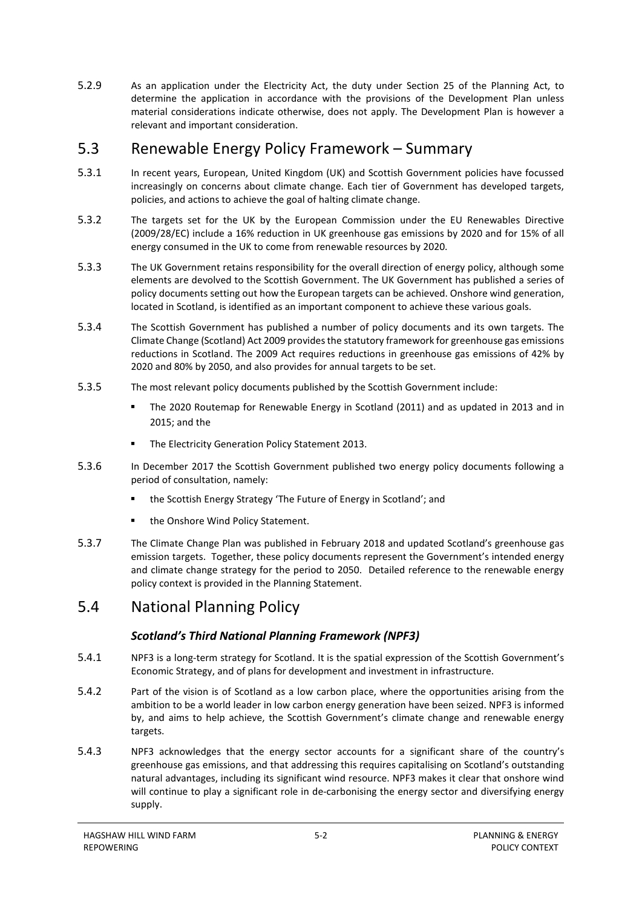5.2.9 As an application under the Electricity Act, the duty under Section 25 of the Planning Act, to determine the application in accordance with the provisions of the Development Plan unless material considerations indicate otherwise, does not apply. The Development Plan is however a relevant and important consideration.

## 5.3 Renewable Energy Policy Framework – Summary

5.3.1 In recent years, European, United Kingdom (UK) and Scottish Government policies have focussed increasingly on concerns about climate change. Each tier of Government has developed targets, policies, and actions to achieve the goal of halting climate change.

5.3.2 The targets set for the UK by the European Commission under the EU Renewables Directive (2009/28/EC) include a 16% reduction in UK greenhouse gas emissions by 2020 and for 15% of all energy consumed in the UK to come from renewable resources by 2020.

5.3.3 The UK Government retains responsibility for the overall direction of energy policy, although some elements are devolved to the Scottish Government. The UK Government has published a series of policy documents setting out how the European targets can be achieved. Onshore wind generation, located in Scotland, is identified as an important component to achieve these various goals.

5.3.4 The Scottish Government has published a number of policy documents and its own targets. The Climate Change (Scotland) Act 2009 provides the statutory framework for greenhouse gas emissions reductions in Scotland. The 2009 Act requires reductions in greenhouse gas emissions of 42% by 2020 and 80% by 2050, and also provides for annual targets to be set.

5.3.5 The most relevant policy documents published by the Scottish Government include:

- The 2020 Routemap for Renewable Energy in Scotland (2011) and as updated in 2013 and in 2015; and the
- The Electricity Generation Policy Statement 2013.

5.3.6 In December 2017 the Scottish Government published two energy policy documents following a period of consultation, namely:

- the Scottish Energy Strategy 'The Future of Energy in Scotland'; and
- the Onshore Wind Policy Statement.

5.3.7 The Climate Change Plan was published in February 2018 and updated Scotland's greenhouse gas emission targets. Together, these policy documents represent the Government's intended energy and climate change strategy for the period to 2050. Detailed reference to the renewable energy policy context is provided in the Planning Statement.

## 5.4 National Planning Policy

### *Scotland's Third National Planning Framework (NPF3)*

5.4.1 NPF3 is a long-term strategy for Scotland. It is the spatial expression of the Scottish Government's Economic Strategy, and of plans for development and investment in infrastructure.

5.4.2 Part of the vision is of Scotland as a low carbon place, where the opportunities arising from the ambition to be a world leader in low carbon energy generation have been seized. NPF3 is informed by, and aims to help achieve, the Scottish Government's climate change and renewable energy targets.

5.4.3 NPF3 acknowledges that the energy sector accounts for a significant share of the country's greenhouse gas emissions, and that addressing this requires capitalising on Scotland's outstanding natural advantages, including its significant wind resource. NPF3 makes it clear that onshore wind will continue to play a significant role in de-carbonising the energy sector and diversifying energy supply.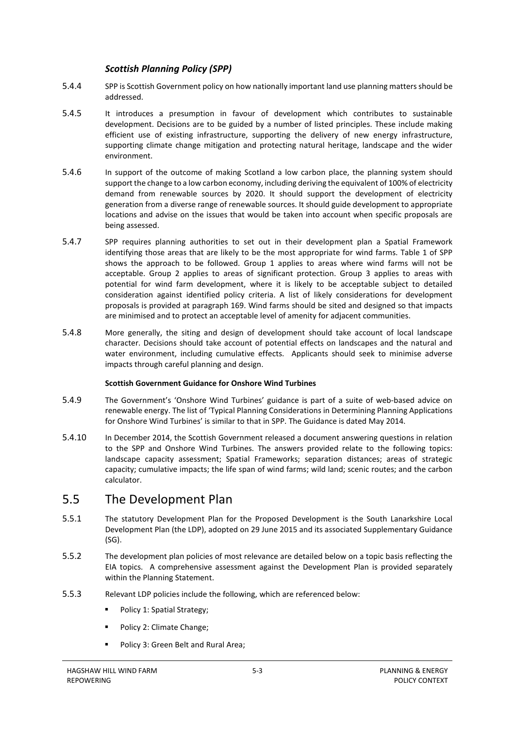### *Scottish Planning Policy (SPP)*

5.4.4 SPP is Scottish Government policy on how nationally important land use planning matters should be addressed.

5.4.5 It introduces a presumption in favour of development which contributes to sustainable development. Decisions are to be guided by a number of listed principles. These include making efficient use of existing infrastructure, supporting the delivery of new energy infrastructure, supporting climate change mitigation and protecting natural heritage, landscape and the wider environment.

5.4.6 In support of the outcome of making Scotland a low carbon place, the planning system should support the change to a low carbon economy, including deriving the equivalent of 100% of electricity demand from renewable sources by 2020. It should support the development of electricity generation from a diverse range of renewable sources. It should guide development to appropriate locations and advise on the issues that would be taken into account when specific proposals are being assessed.

5.4.7 SPP requires planning authorities to set out in their development plan a Spatial Framework identifying those areas that are likely to be the most appropriate for wind farms. Table 1 of SPP shows the approach to be followed. Group 1 applies to areas where wind farms will not be acceptable. Group 2 applies to areas of significant protection. Group 3 applies to areas with potential for wind farm development, where it is likely to be acceptable subject to detailed consideration against identified policy criteria. A list of likely considerations for development proposals is provided at paragraph 169. Wind farms should be sited and designed so that impacts are minimised and to protect an acceptable level of amenity for adjacent communities.

5.4.8 More generally, the siting and design of development should take account of local landscape character. Decisions should take account of potential effects on landscapes and the natural and water environment, including cumulative effects. Applicants should seek to minimise adverse impacts through careful planning and design.

**Scottish Government Guidance for Onshore Wind Turbines**

5.4.9 The Government's 'Onshore Wind Turbines' guidance is part of a suite of web-based advice on renewable energy. The list of 'Typical Planning Considerations in Determining Planning Applications for Onshore Wind Turbines' is similar to that in SPP. The Guidance is dated May 2014.

5.4.10 In December 2014, the Scottish Government released a document answering questions in relation to the SPP and Onshore Wind Turbines. The answers provided relate to the following topics: landscape capacity assessment; Spatial Frameworks; separation distances; areas of strategic capacity; cumulative impacts; the life span of wind farms; wild land; scenic routes; and the carbon calculator.

## 5.5 The Development Plan

5.5.1 The statutory Development Plan for the Proposed Development is the South Lanarkshire Local Development Plan (the LDP), adopted on 29 June 2015 and its associated Supplementary Guidance (SG).

5.5.2 The development plan policies of most relevance are detailed below on a topic basis reflecting the EIA topics. A comprehensive assessment against the Development Plan is provided separately within the Planning Statement.

5.5.3 Relevant LDP policies include the following, which are referenced below:

- Policy 1: Spatial Strategy;
- Policy 2: Climate Change;
- Policy 3: Green Belt and Rural Area;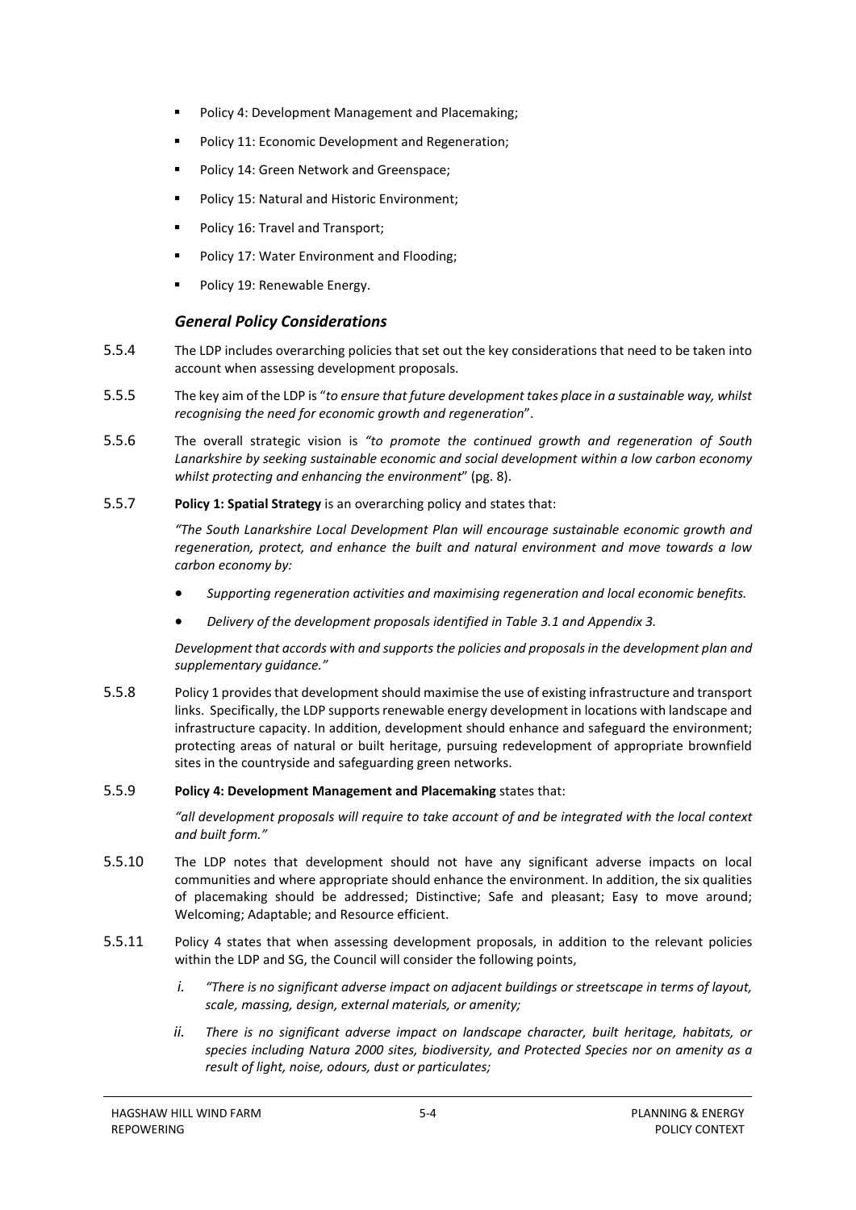- Policy 4: Development Management and Placemaking;
- Policy 11: Economic Development and Regeneration;
- Policy 14: Green Network and Greenspace;
- Policy 15: Natural and Historic Environment;
- Policy 16: Travel and Transport;
- Policy 17: Water Environment and Flooding;
- Policy 19: Renewable Energy.

### *General Policy Considerations*

5.5.4 The LDP includes overarching policies that set out the key considerations that need to be taken into account when assessing development proposals.

5.5.5 The key aim of the LDP is "*to ensure that future development takes place in a sustainable way, whilst recognising the need for economic growth and regeneration*".

5.5.6 The overall strategic vision is *"to promote the continued growth and regeneration of South Lanarkshire by seeking sustainable economic and social development within a low carbon economy whilst protecting and enhancing the environment*" (pg. 8).

5.5.7 **Policy 1: Spatial Strategy** is an overarching policy and states that:

*"The South Lanarkshire Local Development Plan will encourage sustainable economic growth and regeneration, protect, and enhance the built and natural environment and move towards a low carbon economy by:*

- *Supporting regeneration activities and maximising regeneration and local economic benefits.*
- *Delivery of the development proposals identified in Table 3.1 and Appendix 3.*

*Development that accords with and supports the policies and proposals in the development plan and supplementary guidance."*

5.5.8 Policy 1 provides that development should maximise the use of existing infrastructure and transport links. Specifically, the LDP supports renewable energy development in locations with landscape and infrastructure capacity. In addition, development should enhance and safeguard the environment; protecting areas of natural or built heritage, pursuing redevelopment of appropriate brownfield sites in the countryside and safeguarding green networks.

5.5.9 **Policy 4: Development Management and Placemaking** states that:

*"all development proposals will require to take account of and be integrated with the local context and built form."*

5.5.10 The LDP notes that development should not have any significant adverse impacts on local communities and where appropriate should enhance the environment. In addition, the six qualities of placemaking should be addressed; Distinctive; Safe and pleasant; Easy to move around; Welcoming; Adaptable; and Resource efficient.

5.5.11 Policy 4 states that when assessing development proposals, in addition to the relevant policies within the LDP and SG, the Council will consider the following points,

*i. "There is no significant adverse impact on adjacent buildings or streetscape in terms of layout, scale, massing, design, external materials, or amenity;*

*ii. There is no significant adverse impact on landscape character, built heritage, habitats, or species including Natura 2000 sites, biodiversity, and Protected Species nor on amenity as a result of light, noise, odours, dust or particulates;*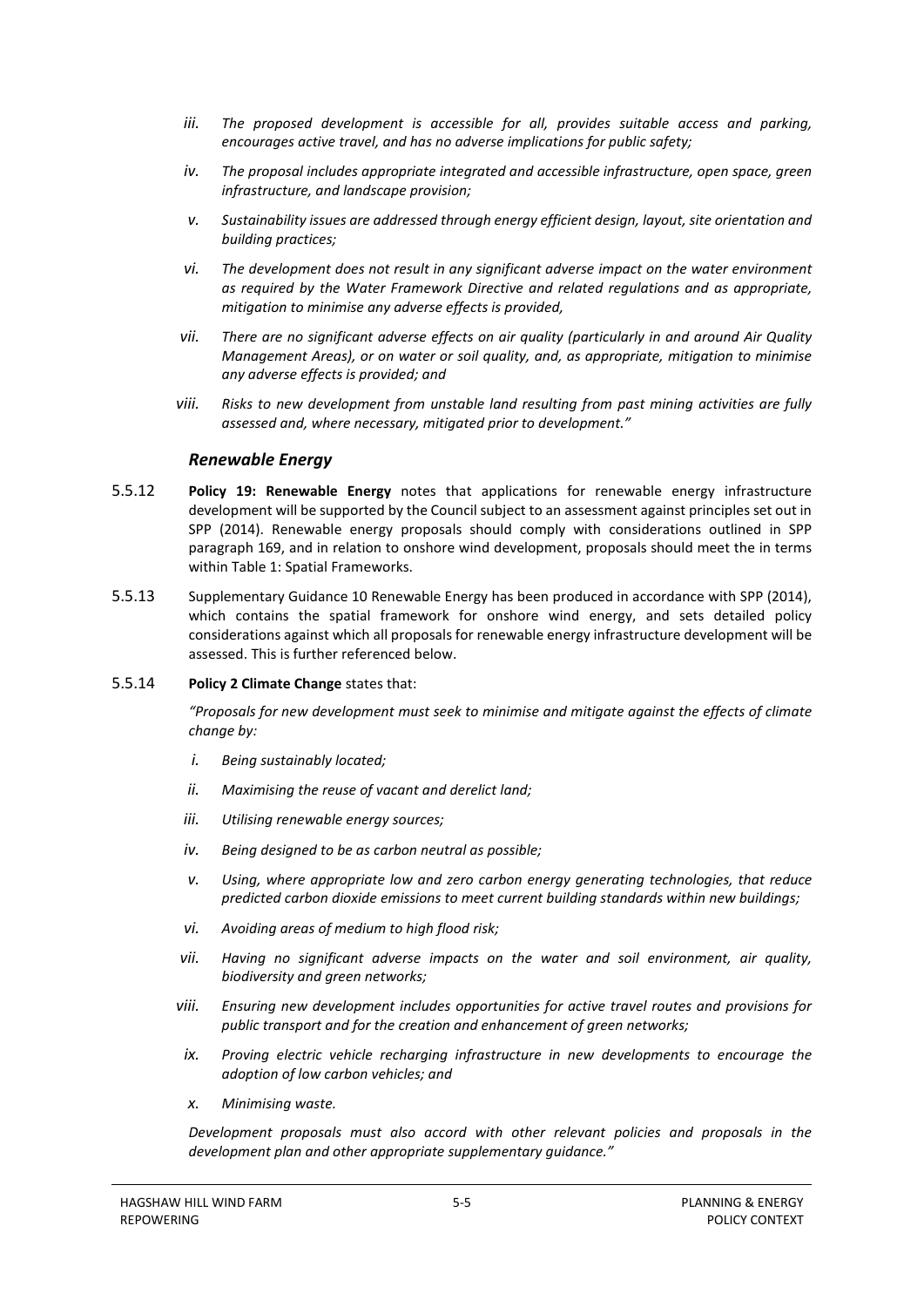- *iii. The proposed development is accessible for all, provides suitable access and parking, encourages active travel, and has no adverse implications for public safety;*
- *iv. The proposal includes appropriate integrated and accessible infrastructure, open space, green infrastructure, and landscape provision;*
- *v. Sustainability issues are addressed through energy efficient design, layout, site orientation and building practices;*
- *vi. The development does not result in any significant adverse impact on the water environment as required by the Water Framework Directive and related regulations and as appropriate, mitigation to minimise any adverse effects is provided,*
- *vii. There are no significant adverse effects on air quality (particularly in and around Air Quality Management Areas), or on water or soil quality, and, as appropriate, mitigation to minimise any adverse effects is provided; and*
- *viii. Risks to new development from unstable land resulting from past mining activities are fully assessed and, where necessary, mitigated prior to development."*

### *Renewable Energy*

5.5.12 **Policy 19: Renewable Energy** notes that applications for renewable energy infrastructure development will be supported by the Council subject to an assessment against principles set out in SPP (2014). Renewable energy proposals should comply with considerations outlined in SPP paragraph 169, and in relation to onshore wind development, proposals should meet the in terms within Table 1: Spatial Frameworks.

5.5.13 Supplementary Guidance 10 Renewable Energy has been produced in accordance with SPP (2014), which contains the spatial framework for onshore wind energy, and sets detailed policy considerations against which all proposals for renewable energy infrastructure development will be assessed. This is further referenced below.

5.5.14 **Policy 2 Climate Change** states that:

*"Proposals for new development must seek to minimise and mitigate against the effects of climate change by:*

- *i. Being sustainably located;*
- *ii. Maximising the reuse of vacant and derelict land;*
- *iii. Utilising renewable energy sources;*
- *iv. Being designed to be as carbon neutral as possible;*
- *v. Using, where appropriate low and zero carbon energy generating technologies, that reduce predicted carbon dioxide emissions to meet current building standards within new buildings;*
- *vi. Avoiding areas of medium to high flood risk;*
- *vii. Having no significant adverse impacts on the water and soil environment, air quality, biodiversity and green networks;*
- *viii. Ensuring new development includes opportunities for active travel routes and provisions for public transport and for the creation and enhancement of green networks;*
- *ix. Proving electric vehicle recharging infrastructure in new developments to encourage the adoption of low carbon vehicles; and*
- *x. Minimising waste.*

*Development proposals must also accord with other relevant policies and proposals in the development plan and other appropriate supplementary guidance."*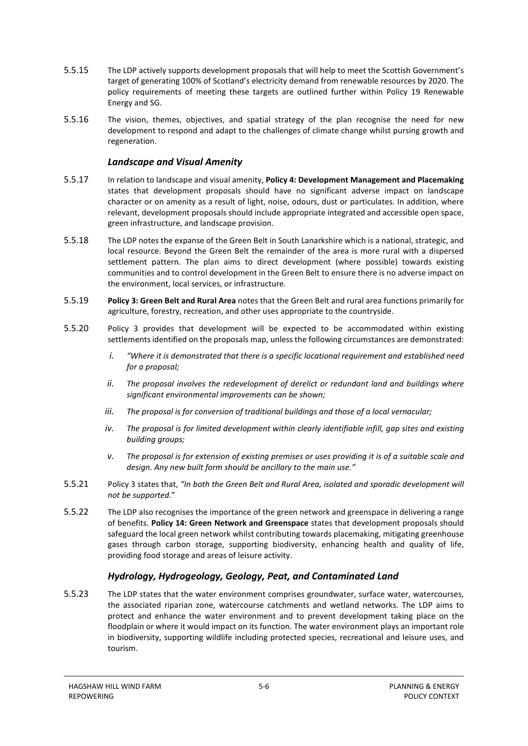5.5.15 The LDP actively supports development proposals that will help to meet the Scottish Government's target of generating 100% of Scotland's electricity demand from renewable resources by 2020. The policy requirements of meeting these targets are outlined further within Policy 19 Renewable Energy and SG.

5.5.16 The vision, themes, objectives, and spatial strategy of the plan recognise the need for new development to respond and adapt to the challenges of climate change whilst pursing growth and regeneration.

### *Landscape and Visual Amenity*

5.5.17 In relation to landscape and visual amenity, **Policy 4: Development Management and Placemaking** states that development proposals should have no significant adverse impact on landscape character or on amenity as a result of light, noise, odours, dust or particulates. In addition, where relevant, development proposals should include appropriate integrated and accessible open space, green infrastructure, and landscape provision.

5.5.18 The LDP notes the expanse of the Green Belt in South Lanarkshire which is a national, strategic, and local resource. Beyond the Green Belt the remainder of the area is more rural with a dispersed settlement pattern. The plan aims to direct development (where possible) towards existing communities and to control development in the Green Belt to ensure there is no adverse impact on the environment, local services, or infrastructure.

5.5.19 **Policy 3: Green Belt and Rural Area** notes that the Green Belt and rural area functions primarily for agriculture, forestry, recreation, and other uses appropriate to the countryside.

5.5.20 Policy 3 provides that development will be expected to be accommodated within existing settlements identified on the proposals map, unless the following circumstances are demonstrated:

*i. "Where it is demonstrated that there is a specific locational requirement and established need for a proposal;*

*ii. The proposal involves the redevelopment of derelict or redundant land and buildings where significant environmental improvements can be shown;*

*iii. The proposal is for conversion of traditional buildings and those of a local vernacular;*

*iv. The proposal is for limited development within clearly identifiable infill, gap sites and existing building groups;*

*v. The proposal is for extension of existing premises or uses providing it is of a suitable scale and design. Any new built form should be ancillary to the main use."*

5.5.21 Policy 3 states that, *"In both the Green Belt and Rural Area, isolated and sporadic development will not be supported."*

5.5.22 The LDP also recognises the importance of the green network and greenspace in delivering a range of benefits. **Policy 14: Green Network and Greenspace** states that development proposals should safeguard the local green network whilst contributing towards placemaking, mitigating greenhouse gases through carbon storage, supporting biodiversity, enhancing health and quality of life, providing food storage and areas of leisure activity.

### *Hydrology, Hydrogeology, Geology, Peat, and Contaminated Land*

5.5.23 The LDP states that the water environment comprises groundwater, surface water, watercourses, the associated riparian zone, watercourse catchments and wetland networks. The LDP aims to protect and enhance the water environment and to prevent development taking place on the floodplain or where it would impact on its function. The water environment plays an important role in biodiversity, supporting wildlife including protected species, recreational and leisure uses, and tourism.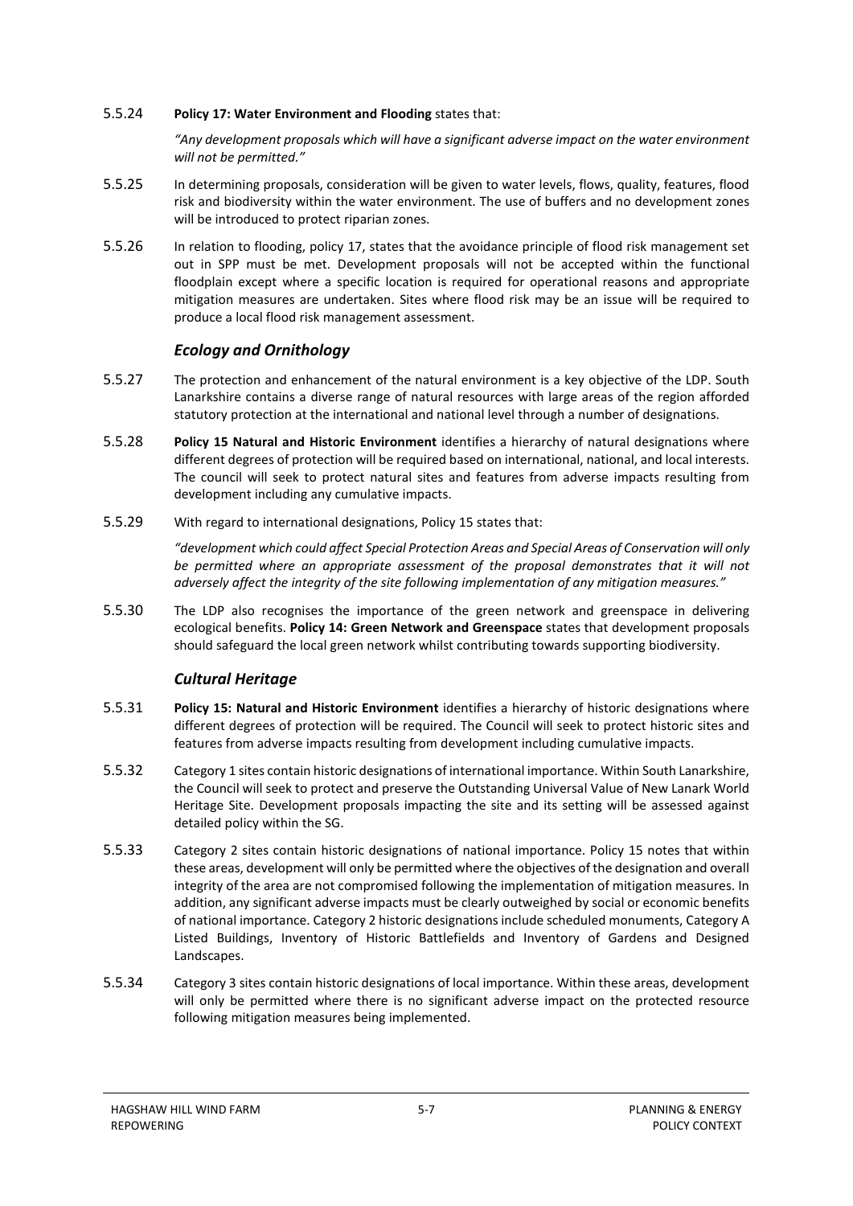5.5.24 **Policy 17: Water Environment and Flooding** states that:

*"Any development proposals which will have a significant adverse impact on the water environment will not be permitted."*

5.5.25 In determining proposals, consideration will be given to water levels, flows, quality, features, flood risk and biodiversity within the water environment. The use of buffers and no development zones will be introduced to protect riparian zones.

5.5.26 In relation to flooding, policy 17, states that the avoidance principle of flood risk management set out in SPP must be met. Development proposals will not be accepted within the functional floodplain except where a specific location is required for operational reasons and appropriate mitigation measures are undertaken. Sites where flood risk may be an issue will be required to produce a local flood risk management assessment.

### *Ecology and Ornithology*

5.5.27 The protection and enhancement of the natural environment is a key objective of the LDP. South Lanarkshire contains a diverse range of natural resources with large areas of the region afforded statutory protection at the international and national level through a number of designations.

5.5.28 **Policy 15 Natural and Historic Environment** identifies a hierarchy of natural designations where different degrees of protection will be required based on international, national, and local interests. The council will seek to protect natural sites and features from adverse impacts resulting from development including any cumulative impacts.

5.5.29 With regard to international designations, Policy 15 states that:

*"development which could affect Special Protection Areas and Special Areas of Conservation will only be permitted where an appropriate assessment of the proposal demonstrates that it will not adversely affect the integrity of the site following implementation of any mitigation measures."*

5.5.30 The LDP also recognises the importance of the green network and greenspace in delivering ecological benefits. **Policy 14: Green Network and Greenspace** states that development proposals should safeguard the local green network whilst contributing towards supporting biodiversity.

### *Cultural Heritage*

5.5.31 **Policy 15: Natural and Historic Environment** identifies a hierarchy of historic designations where different degrees of protection will be required. The Council will seek to protect historic sites and features from adverse impacts resulting from development including cumulative impacts.

5.5.32 Category 1 sites contain historic designations of international importance. Within South Lanarkshire, the Council will seek to protect and preserve the Outstanding Universal Value of New Lanark World Heritage Site. Development proposals impacting the site and its setting will be assessed against detailed policy within the SG.

5.5.33 Category 2 sites contain historic designations of national importance. Policy 15 notes that within these areas, development will only be permitted where the objectives of the designation and overall integrity of the area are not compromised following the implementation of mitigation measures. In addition, any significant adverse impacts must be clearly outweighed by social or economic benefits of national importance. Category 2 historic designations include scheduled monuments, Category A Listed Buildings, Inventory of Historic Battlefields and Inventory of Gardens and Designed Landscapes.

5.5.34 Category 3 sites contain historic designations of local importance. Within these areas, development will only be permitted where there is no significant adverse impact on the protected resource following mitigation measures being implemented.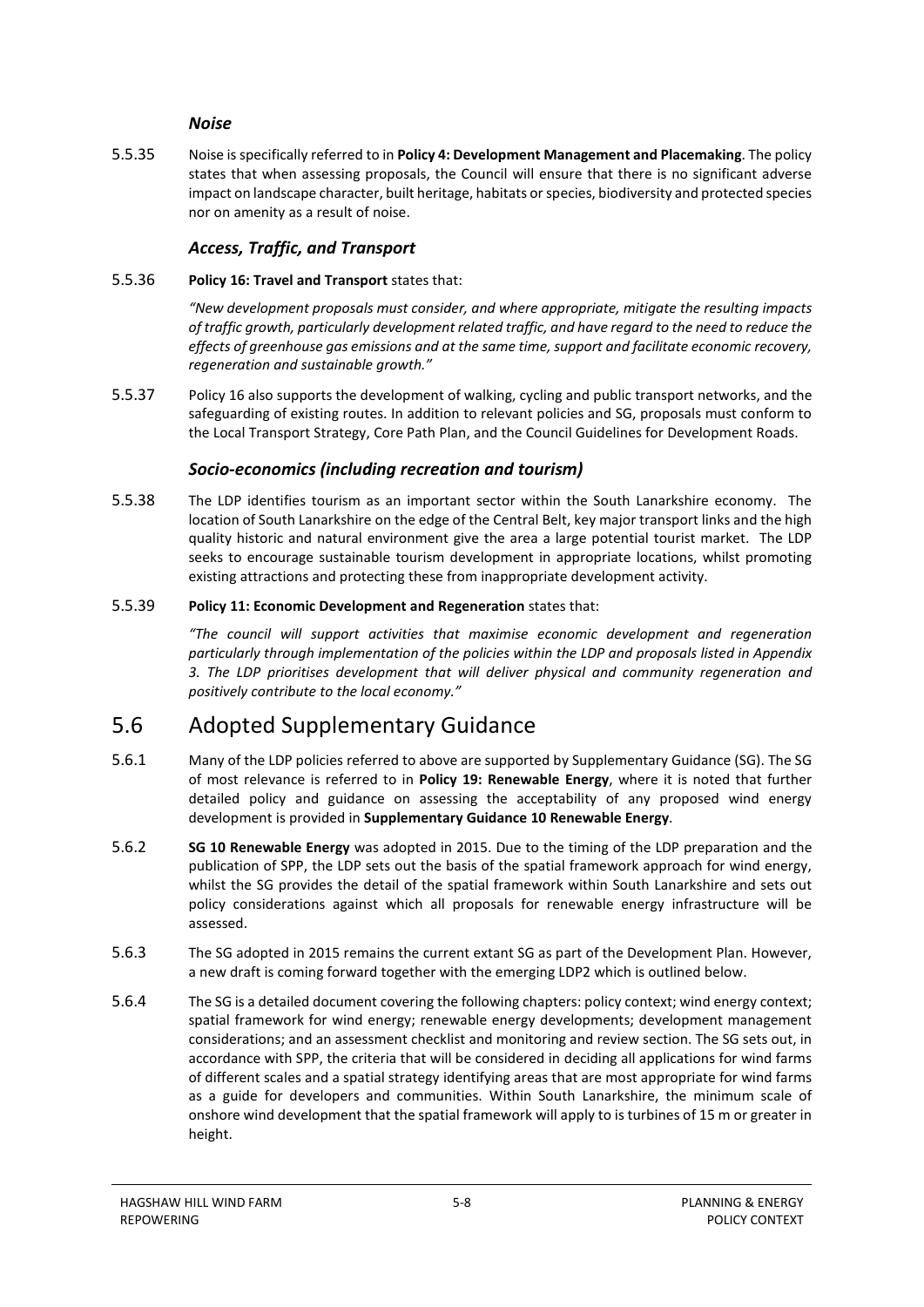### *Noise*

5.5.35 Noise is specifically referred to in **Policy 4: Development Management and Placemaking**. The policy states that when assessing proposals, the Council will ensure that there is no significant adverse impact on landscape character, built heritage, habitats or species, biodiversity and protected species nor on amenity as a result of noise.

### *Access, Traffic, and Transport*

5.5.36 **Policy 16: Travel and Transport** states that:

*"New development proposals must consider, and where appropriate, mitigate the resulting impacts of traffic growth, particularly development related traffic, and have regard to the need to reduce the effects of greenhouse gas emissions and at the same time, support and facilitate economic recovery, regeneration and sustainable growth."*

5.5.37 Policy 16 also supports the development of walking, cycling and public transport networks, and the safeguarding of existing routes. In addition to relevant policies and SG, proposals must conform to the Local Transport Strategy, Core Path Plan, and the Council Guidelines for Development Roads.

### *Socio-economics (including recreation and tourism)*

5.5.38 The LDP identifies tourism as an important sector within the South Lanarkshire economy. The location of South Lanarkshire on the edge of the Central Belt, key major transport links and the high quality historic and natural environment give the area a large potential tourist market. The LDP seeks to encourage sustainable tourism development in appropriate locations, whilst promoting existing attractions and protecting these from inappropriate development activity.

5.5.39 **Policy 11: Economic Development and Regeneration** states that:

*"The council will support activities that maximise economic development and regeneration particularly through implementation of the policies within the LDP and proposals listed in Appendix 3. The LDP prioritises development that will deliver physical and community regeneration and positively contribute to the local economy."*

## 5.6 Adopted Supplementary Guidance

5.6.1 Many of the LDP policies referred to above are supported by Supplementary Guidance (SG). The SG of most relevance is referred to in **Policy 19: Renewable Energy**, where it is noted that further detailed policy and guidance on assessing the acceptability of any proposed wind energy development is provided in **Supplementary Guidance 10 Renewable Energy**.

5.6.2 **SG 10 Renewable Energy** was adopted in 2015. Due to the timing of the LDP preparation and the publication of SPP, the LDP sets out the basis of the spatial framework approach for wind energy, whilst the SG provides the detail of the spatial framework within South Lanarkshire and sets out policy considerations against which all proposals for renewable energy infrastructure will be assessed.

5.6.3 The SG adopted in 2015 remains the current extant SG as part of the Development Plan. However, a new draft is coming forward together with the emerging LDP2 which is outlined below.

5.6.4 The SG is a detailed document covering the following chapters: policy context; wind energy context; spatial framework for wind energy; renewable energy developments; development management considerations; and an assessment checklist and monitoring and review section. The SG sets out, in accordance with SPP, the criteria that will be considered in deciding all applications for wind farms of different scales and a spatial strategy identifying areas that are most appropriate for wind farms as a guide for developers and communities. Within South Lanarkshire, the minimum scale of onshore wind development that the spatial framework will apply to is turbines of 15 m or greater in height.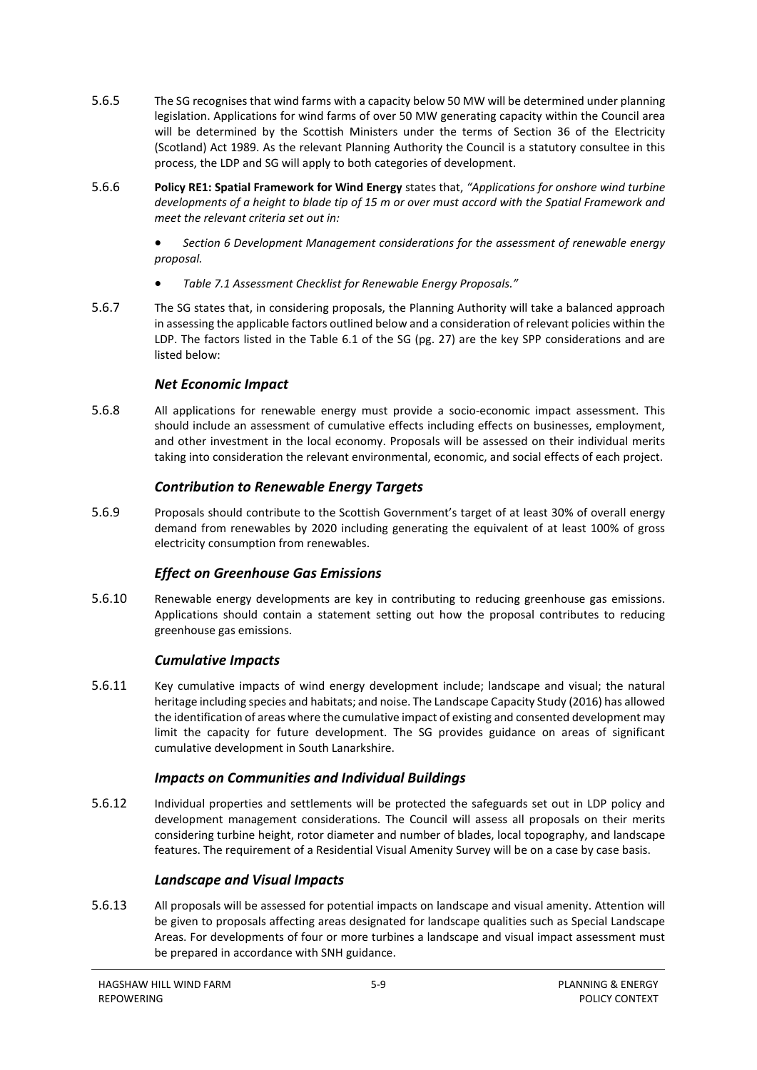5.6.5 The SG recognises that wind farms with a capacity below 50 MW will be determined under planning legislation. Applications for wind farms of over 50 MW generating capacity within the Council area will be determined by the Scottish Ministers under the terms of Section 36 of the Electricity (Scotland) Act 1989. As the relevant Planning Authority the Council is a statutory consultee in this process, the LDP and SG will apply to both categories of development.

5.6.6 **Policy RE1: Spatial Framework for Wind Energy** states that, *"Applications for onshore wind turbine developments of a height to blade tip of 15 m or over must accord with the Spatial Framework and meet the relevant criteria set out in:*

- *Section 6 Development Management considerations for the assessment of renewable energy proposal.*
- *Table 7.1 Assessment Checklist for Renewable Energy Proposals."*

5.6.7 The SG states that, in considering proposals, the Planning Authority will take a balanced approach in assessing the applicable factors outlined below and a consideration of relevant policies within the LDP. The factors listed in the Table 6.1 of the SG (pg. 27) are the key SPP considerations and are listed below:

### *Net Economic Impact*

5.6.8 All applications for renewable energy must provide a socio-economic impact assessment. This should include an assessment of cumulative effects including effects on businesses, employment, and other investment in the local economy. Proposals will be assessed on their individual merits taking into consideration the relevant environmental, economic, and social effects of each project.

### *Contribution to Renewable Energy Targets*

5.6.9 Proposals should contribute to the Scottish Government's target of at least 30% of overall energy demand from renewables by 2020 including generating the equivalent of at least 100% of gross electricity consumption from renewables.

### *Effect on Greenhouse Gas Emissions*

5.6.10 Renewable energy developments are key in contributing to reducing greenhouse gas emissions. Applications should contain a statement setting out how the proposal contributes to reducing greenhouse gas emissions.

### *Cumulative Impacts*

5.6.11 Key cumulative impacts of wind energy development include; landscape and visual; the natural heritage including species and habitats; and noise. The Landscape Capacity Study (2016) has allowed the identification of areas where the cumulative impact of existing and consented development may limit the capacity for future development. The SG provides guidance on areas of significant cumulative development in South Lanarkshire.

### *Impacts on Communities and Individual Buildings*

5.6.12 Individual properties and settlements will be protected the safeguards set out in LDP policy and development management considerations. The Council will assess all proposals on their merits considering turbine height, rotor diameter and number of blades, local topography, and landscape features. The requirement of a Residential Visual Amenity Survey will be on a case by case basis.

### *Landscape and Visual Impacts*

5.6.13 All proposals will be assessed for potential impacts on landscape and visual amenity. Attention will be given to proposals affecting areas designated for landscape qualities such as Special Landscape Areas. For developments of four or more turbines a landscape and visual impact assessment must be prepared in accordance with SNH guidance.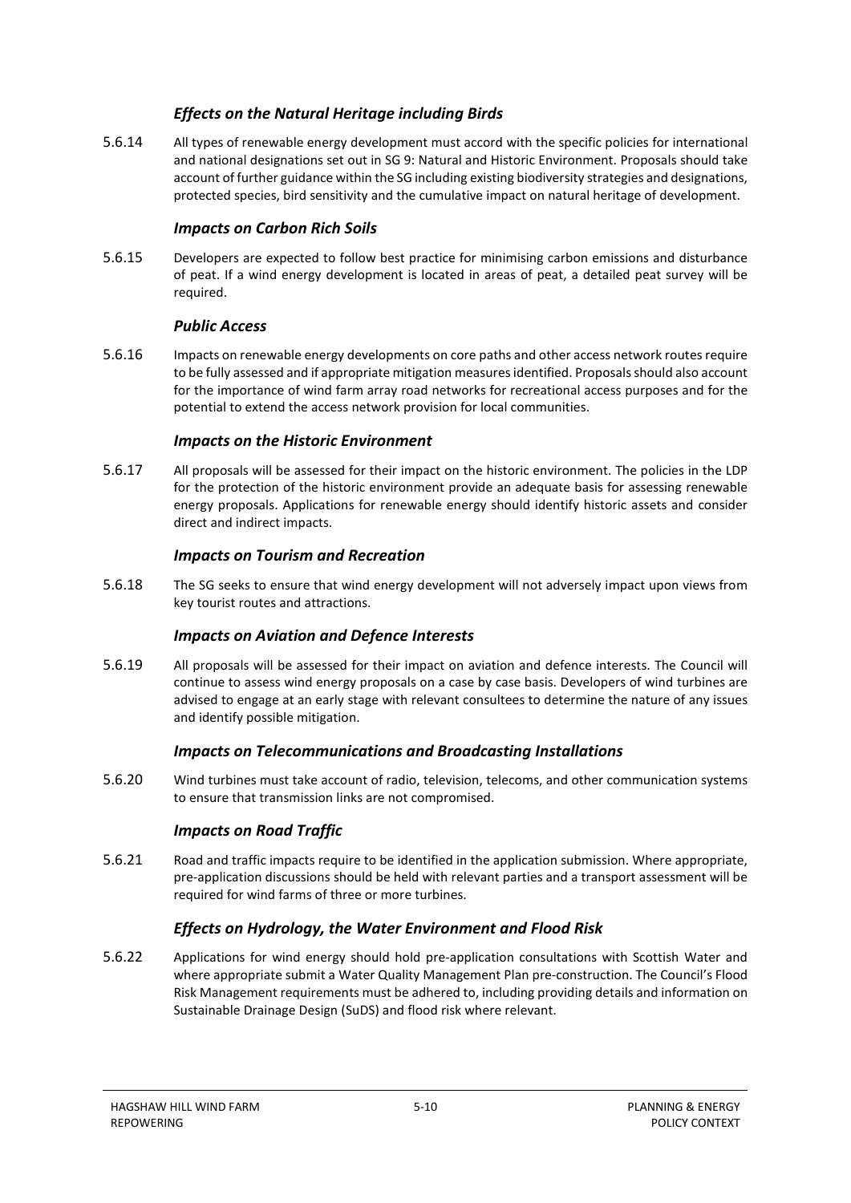### *Effects on the Natural Heritage including Birds*

5.6.14 All types of renewable energy development must accord with the specific policies for international and national designations set out in SG 9: Natural and Historic Environment. Proposals should take account of further guidance within the SG including existing biodiversity strategies and designations, protected species, bird sensitivity and the cumulative impact on natural heritage of development.

### *Impacts on Carbon Rich Soils*

5.6.15 Developers are expected to follow best practice for minimising carbon emissions and disturbance of peat. If a wind energy development is located in areas of peat, a detailed peat survey will be required.

### *Public Access*

5.6.16 Impacts on renewable energy developments on core paths and other access network routes require to be fully assessed and if appropriate mitigation measures identified. Proposals should also account for the importance of wind farm array road networks for recreational access purposes and for the potential to extend the access network provision for local communities.

### *Impacts on the Historic Environment*

5.6.17 All proposals will be assessed for their impact on the historic environment. The policies in the LDP for the protection of the historic environment provide an adequate basis for assessing renewable energy proposals. Applications for renewable energy should identify historic assets and consider direct and indirect impacts.

### *Impacts on Tourism and Recreation*

5.6.18 The SG seeks to ensure that wind energy development will not adversely impact upon views from key tourist routes and attractions.

### *Impacts on Aviation and Defence Interests*

5.6.19 All proposals will be assessed for their impact on aviation and defence interests. The Council will continue to assess wind energy proposals on a case by case basis. Developers of wind turbines are advised to engage at an early stage with relevant consultees to determine the nature of any issues and identify possible mitigation.

### *Impacts on Telecommunications and Broadcasting Installations*

5.6.20 Wind turbines must take account of radio, television, telecoms, and other communication systems to ensure that transmission links are not compromised.

### *Impacts on Road Traffic*

5.6.21 Road and traffic impacts require to be identified in the application submission. Where appropriate, pre-application discussions should be held with relevant parties and a transport assessment will be required for wind farms of three or more turbines.

### *Effects on Hydrology, the Water Environment and Flood Risk*

5.6.22 Applications for wind energy should hold pre-application consultations with Scottish Water and where appropriate submit a Water Quality Management Plan pre-construction. The Council's Flood Risk Management requirements must be adhered to, including providing details and information on Sustainable Drainage Design (SuDS) and flood risk where relevant.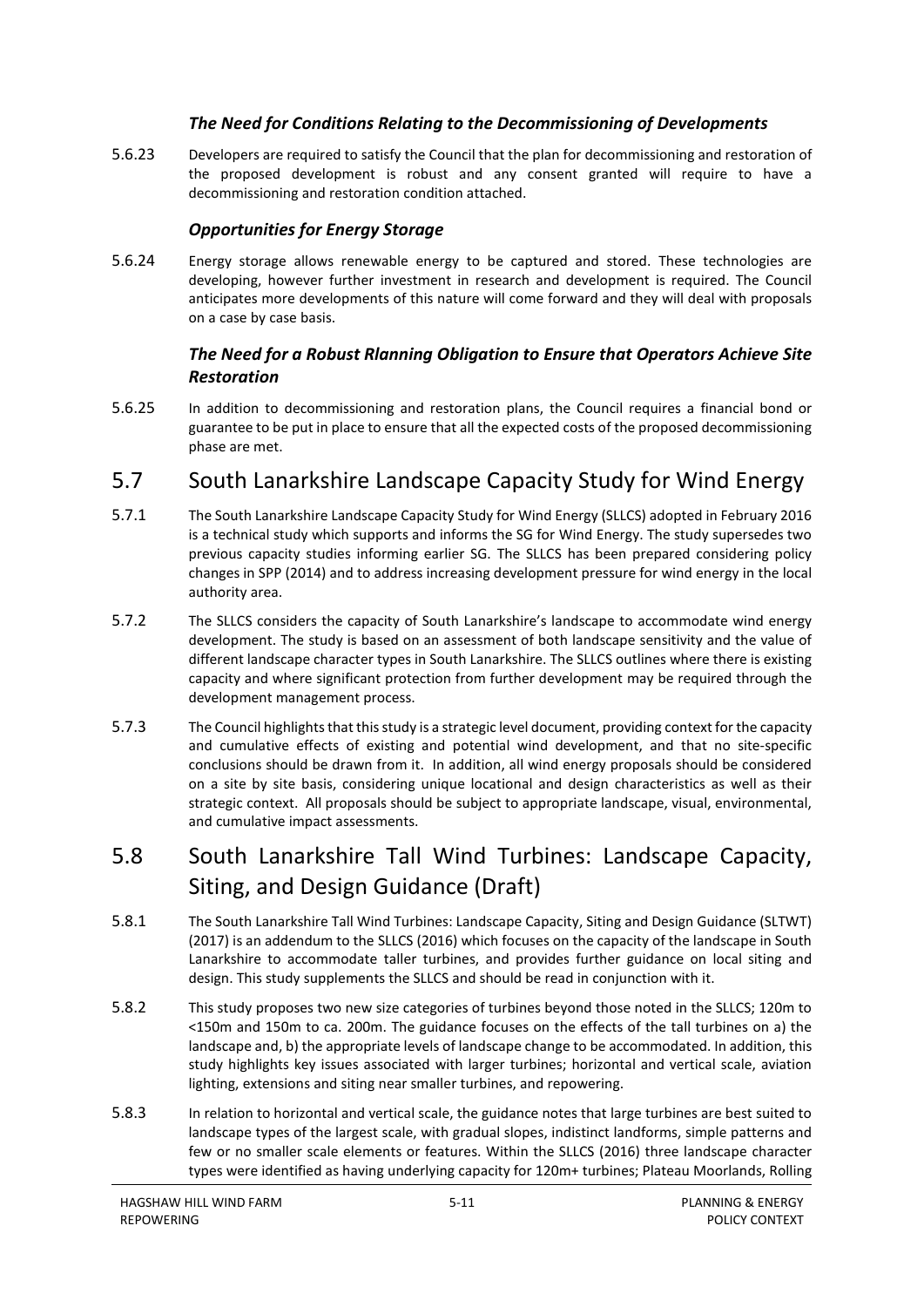### *The Need for Conditions Relating to the Decommissioning of Developments*

5.6.23 Developers are required to satisfy the Council that the plan for decommissioning and restoration of the proposed development is robust and any consent granted will require to have a decommissioning and restoration condition attached.

### *Opportunities for Energy Storage*

5.6.24 Energy storage allows renewable energy to be captured and stored. These technologies are developing, however further investment in research and development is required. The Council anticipates more developments of this nature will come forward and they will deal with proposals on a case by case basis.

### *The Need for a Robust Rlanning Obligation to Ensure that Operators Achieve Site Restoration*

5.6.25 In addition to decommissioning and restoration plans, the Council requires a financial bond or guarantee to be put in place to ensure that all the expected costs of the proposed decommissioning phase are met.

## 5.7 South Lanarkshire Landscape Capacity Study for Wind Energy

5.7.1 The South Lanarkshire Landscape Capacity Study for Wind Energy (SLLCS) adopted in February 2016 is a technical study which supports and informs the SG for Wind Energy. The study supersedes two previous capacity studies informing earlier SG. The SLLCS has been prepared considering policy changes in SPP (2014) and to address increasing development pressure for wind energy in the local authority area.

5.7.2 The SLLCS considers the capacity of South Lanarkshire's landscape to accommodate wind energy development. The study is based on an assessment of both landscape sensitivity and the value of different landscape character types in South Lanarkshire. The SLLCS outlines where there is existing capacity and where significant protection from further development may be required through the development management process.

5.7.3 The Council highlights that this study is a strategic level document, providing context for the capacity and cumulative effects of existing and potential wind development, and that no site-specific conclusions should be drawn from it. In addition, all wind energy proposals should be considered on a site by site basis, considering unique locational and design characteristics as well as their strategic context. All proposals should be subject to appropriate landscape, visual, environmental, and cumulative impact assessments.

## 5.8 South Lanarkshire Tall Wind Turbines: Landscape Capacity, Siting, and Design Guidance (Draft)

5.8.1 The South Lanarkshire Tall Wind Turbines: Landscape Capacity, Siting and Design Guidance (SLTWT) (2017) is an addendum to the SLLCS (2016) which focuses on the capacity of the landscape in South Lanarkshire to accommodate taller turbines, and provides further guidance on local siting and design. This study supplements the SLLCS and should be read in conjunction with it.

5.8.2 This study proposes two new size categories of turbines beyond those noted in the SLLCS; 120m to <150m and 150m to ca. 200m. The guidance focuses on the effects of the tall turbines on a) the landscape and, b) the appropriate levels of landscape change to be accommodated. In addition, this study highlights key issues associated with larger turbines; horizontal and vertical scale, aviation lighting, extensions and siting near smaller turbines, and repowering.

5.8.3 In relation to horizontal and vertical scale, the guidance notes that large turbines are best suited to landscape types of the largest scale, with gradual slopes, indistinct landforms, simple patterns and few or no smaller scale elements or features. Within the SLLCS (2016) three landscape character types were identified as having underlying capacity for 120m+ turbines; Plateau Moorlands, Rolling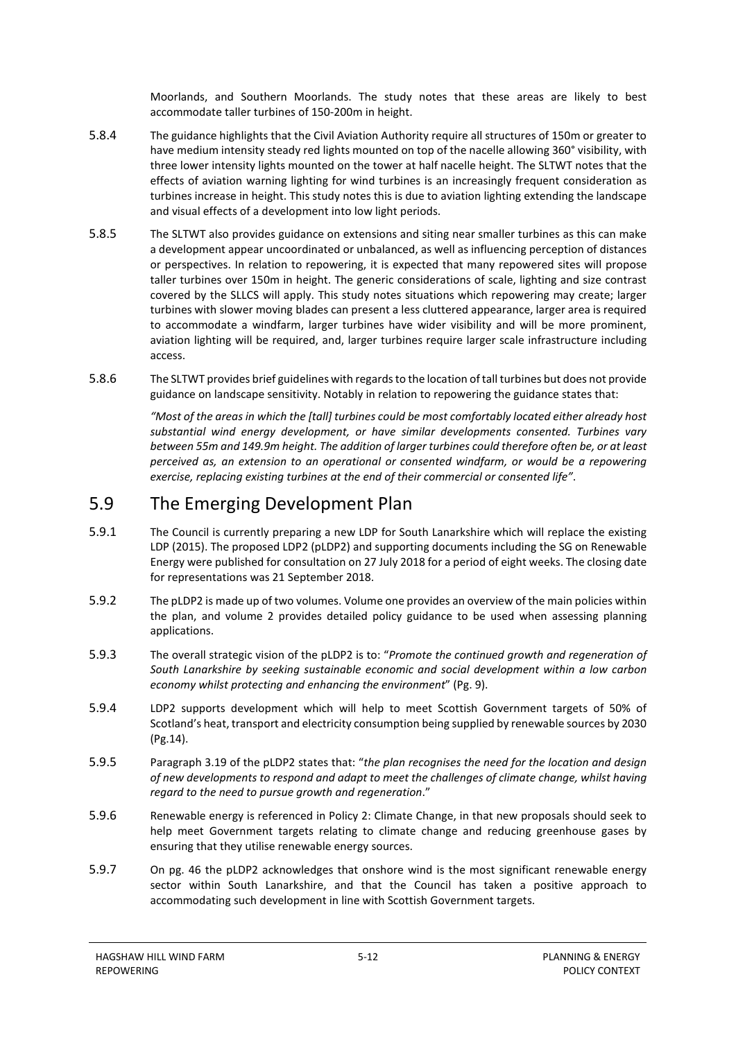Moorlands, and Southern Moorlands. The study notes that these areas are likely to best accommodate taller turbines of 150-200m in height.

5.8.4 The guidance highlights that the Civil Aviation Authority require all structures of 150m or greater to have medium intensity steady red lights mounted on top of the nacelle allowing 360° visibility, with three lower intensity lights mounted on the tower at half nacelle height. The SLTWT notes that the effects of aviation warning lighting for wind turbines is an increasingly frequent consideration as turbines increase in height. This study notes this is due to aviation lighting extending the landscape and visual effects of a development into low light periods.

5.8.5 The SLTWT also provides guidance on extensions and siting near smaller turbines as this can make a development appear uncoordinated or unbalanced, as well as influencing perception of distances or perspectives. In relation to repowering, it is expected that many repowered sites will propose taller turbines over 150m in height. The generic considerations of scale, lighting and size contrast covered by the SLLCS will apply. This study notes situations which repowering may create; larger turbines with slower moving blades can present a less cluttered appearance, larger area is required to accommodate a windfarm, larger turbines have wider visibility and will be more prominent, aviation lighting will be required, and, larger turbines require larger scale infrastructure including access.

5.8.6 The SLTWT provides brief guidelines with regards to the location of tall turbines but does not provide guidance on landscape sensitivity. Notably in relation to repowering the guidance states that:

> *"Most of the areas in which the [tall] turbines could be most comfortably located either already host substantial wind energy development, or have similar developments consented. Turbines vary between 55m and 149.9m height. The addition of larger turbines could therefore often be, or at least perceived as, an extension to an operational or consented windfarm, or would be a repowering exercise, replacing existing turbines at the end of their commercial or consented life"*.

## 5.9 The Emerging Development Plan

5.9.1 The Council is currently preparing a new LDP for South Lanarkshire which will replace the existing LDP (2015). The proposed LDP2 (pLDP2) and supporting documents including the SG on Renewable Energy were published for consultation on 27 July 2018 for a period of eight weeks. The closing date for representations was 21 September 2018.

5.9.2 The pLDP2 is made up of two volumes. Volume one provides an overview of the main policies within the plan, and volume 2 provides detailed policy guidance to be used when assessing planning applications.

5.9.3 The overall strategic vision of the pLDP2 is to: "*Promote the continued growth and regeneration of South Lanarkshire by seeking sustainable economic and social development within a low carbon economy whilst protecting and enhancing the environment*" (Pg. 9).

5.9.4 LDP2 supports development which will help to meet Scottish Government targets of 50% of Scotland's heat, transport and electricity consumption being supplied by renewable sources by 2030 (Pg.14).

5.9.5 Paragraph 3.19 of the pLDP2 states that: "*the plan recognises the need for the location and design of new developments to respond and adapt to meet the challenges of climate change, whilst having regard to the need to pursue growth and regeneration*."

5.9.6 Renewable energy is referenced in Policy 2: Climate Change, in that new proposals should seek to help meet Government targets relating to climate change and reducing greenhouse gases by ensuring that they utilise renewable energy sources.

5.9.7 On pg. 46 the pLDP2 acknowledges that onshore wind is the most significant renewable energy sector within South Lanarkshire, and that the Council has taken a positive approach to accommodating such development in line with Scottish Government targets.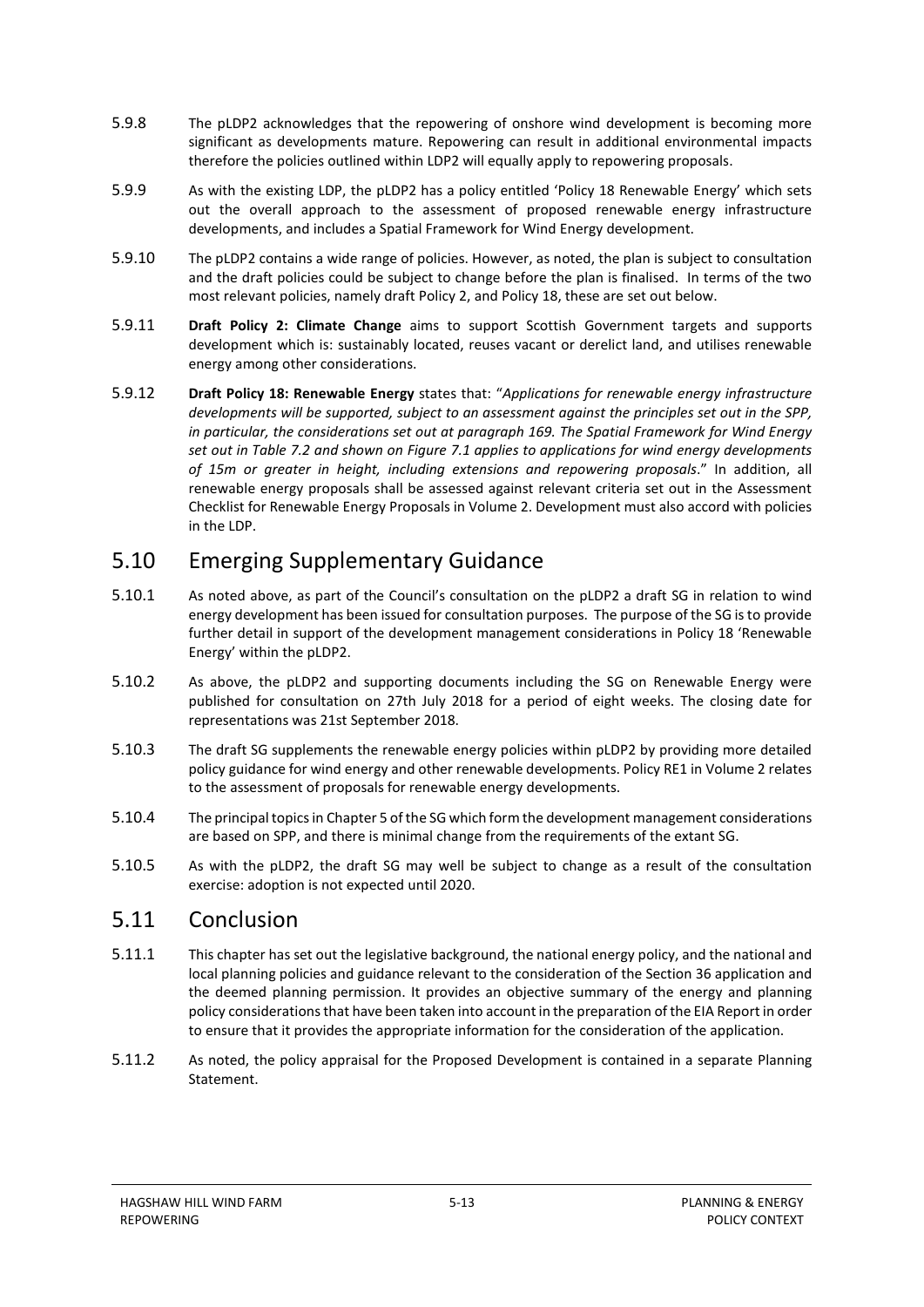5.9.8 The pLDP2 acknowledges that the repowering of onshore wind development is becoming more significant as developments mature. Repowering can result in additional environmental impacts therefore the policies outlined within LDP2 will equally apply to repowering proposals.

5.9.9 As with the existing LDP, the pLDP2 has a policy entitled 'Policy 18 Renewable Energy' which sets out the overall approach to the assessment of proposed renewable energy infrastructure developments, and includes a Spatial Framework for Wind Energy development.

5.9.10 The pLDP2 contains a wide range of policies. However, as noted, the plan is subject to consultation and the draft policies could be subject to change before the plan is finalised. In terms of the two most relevant policies, namely draft Policy 2, and Policy 18, these are set out below.

5.9.11 **Draft Policy 2: Climate Change** aims to support Scottish Government targets and supports development which is: sustainably located, reuses vacant or derelict land, and utilises renewable energy among other considerations.

5.9.12 **Draft Policy 18: Renewable Energy** states that: "*Applications for renewable energy infrastructure developments will be supported, subject to an assessment against the principles set out in the SPP, in particular, the considerations set out at paragraph 169. The Spatial Framework for Wind Energy set out in Table 7.2 and shown on Figure 7.1 applies to applications for wind energy developments of 15m or greater in height, including extensions and repowering proposals*." In addition, all renewable energy proposals shall be assessed against relevant criteria set out in the Assessment Checklist for Renewable Energy Proposals in Volume 2. Development must also accord with policies in the LDP.

## 5.10 Emerging Supplementary Guidance

5.10.1 As noted above, as part of the Council's consultation on the pLDP2 a draft SG in relation to wind energy development has been issued for consultation purposes. The purpose of the SG is to provide further detail in support of the development management considerations in Policy 18 'Renewable Energy' within the pLDP2.

5.10.2 As above, the pLDP2 and supporting documents including the SG on Renewable Energy were published for consultation on 27th July 2018 for a period of eight weeks. The closing date for representations was 21st September 2018.

5.10.3 The draft SG supplements the renewable energy policies within pLDP2 by providing more detailed policy guidance for wind energy and other renewable developments. Policy RE1 in Volume 2 relates to the assessment of proposals for renewable energy developments.

5.10.4 The principal topics in Chapter 5 of the SG which form the development management considerations are based on SPP, and there is minimal change from the requirements of the extant SG.

5.10.5 As with the pLDP2, the draft SG may well be subject to change as a result of the consultation exercise: adoption is not expected until 2020.

## 5.11 Conclusion

5.11.1 This chapter has set out the legislative background, the national energy policy, and the national and local planning policies and guidance relevant to the consideration of the Section 36 application and the deemed planning permission. It provides an objective summary of the energy and planning policy considerations that have been taken into account in the preparation of the EIA Report in order to ensure that it provides the appropriate information for the consideration of the application.

5.11.2 As noted, the policy appraisal for the Proposed Development is contained in a separate Planning Statement.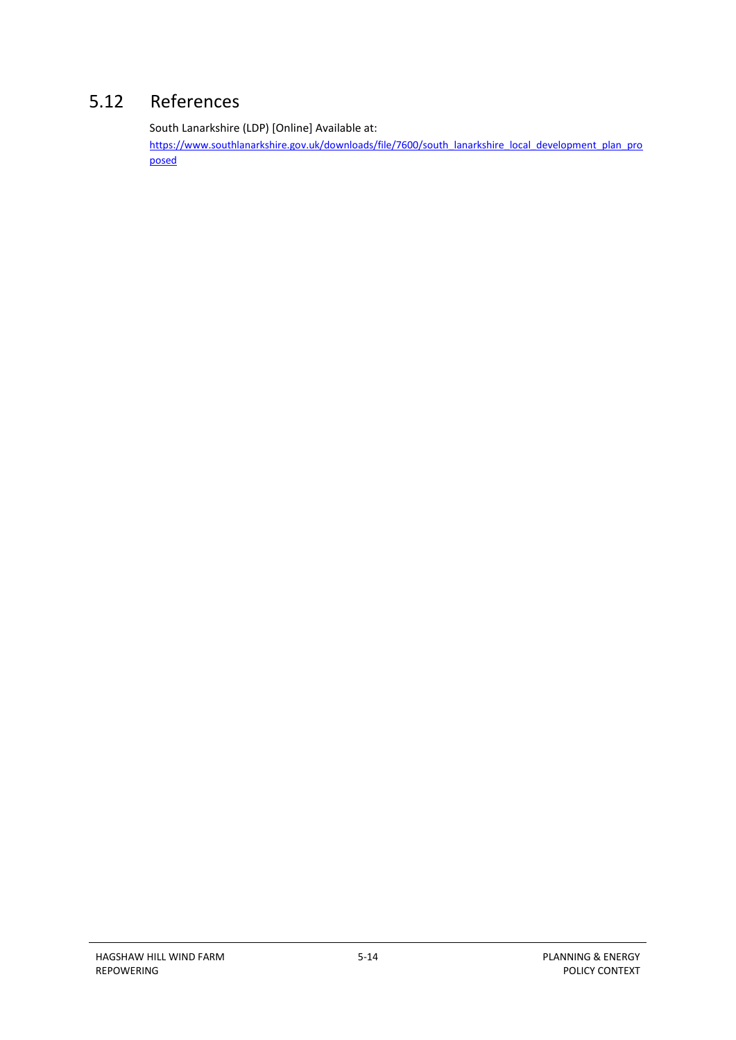## 5.12 References

South Lanarkshire (LDP) [Online] Available at: https://www.southlanarkshire.gov.uk/downloads/file/7600/south_lanarkshire_local_development_plan_proposed